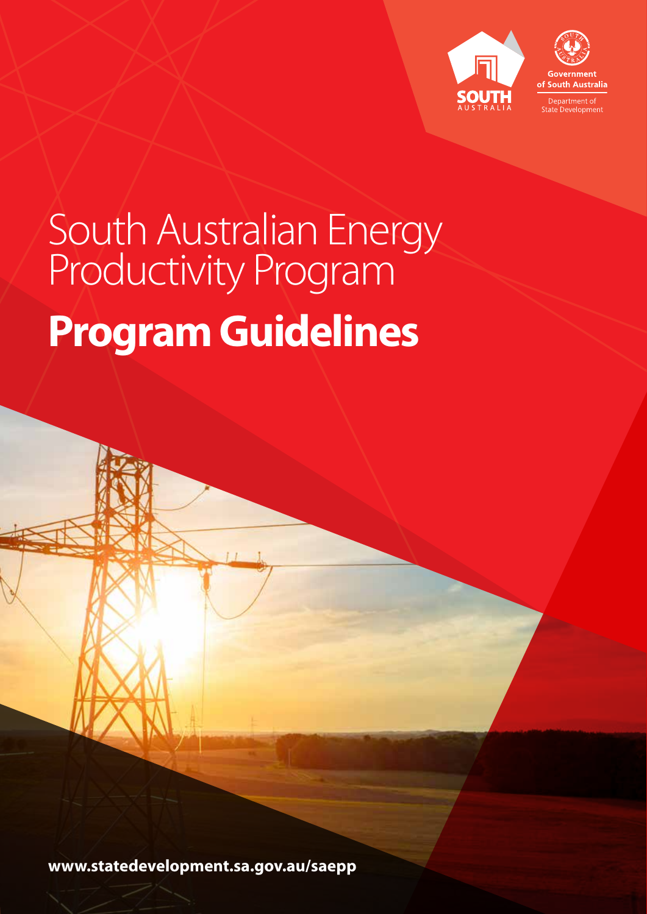SOUTH AUSTRALIA

Government of South Australia

Department of State Development

# South Australian Energy Productivity Program

# Program Guidelines

www.statedevelopment.sa.gov.au/saepp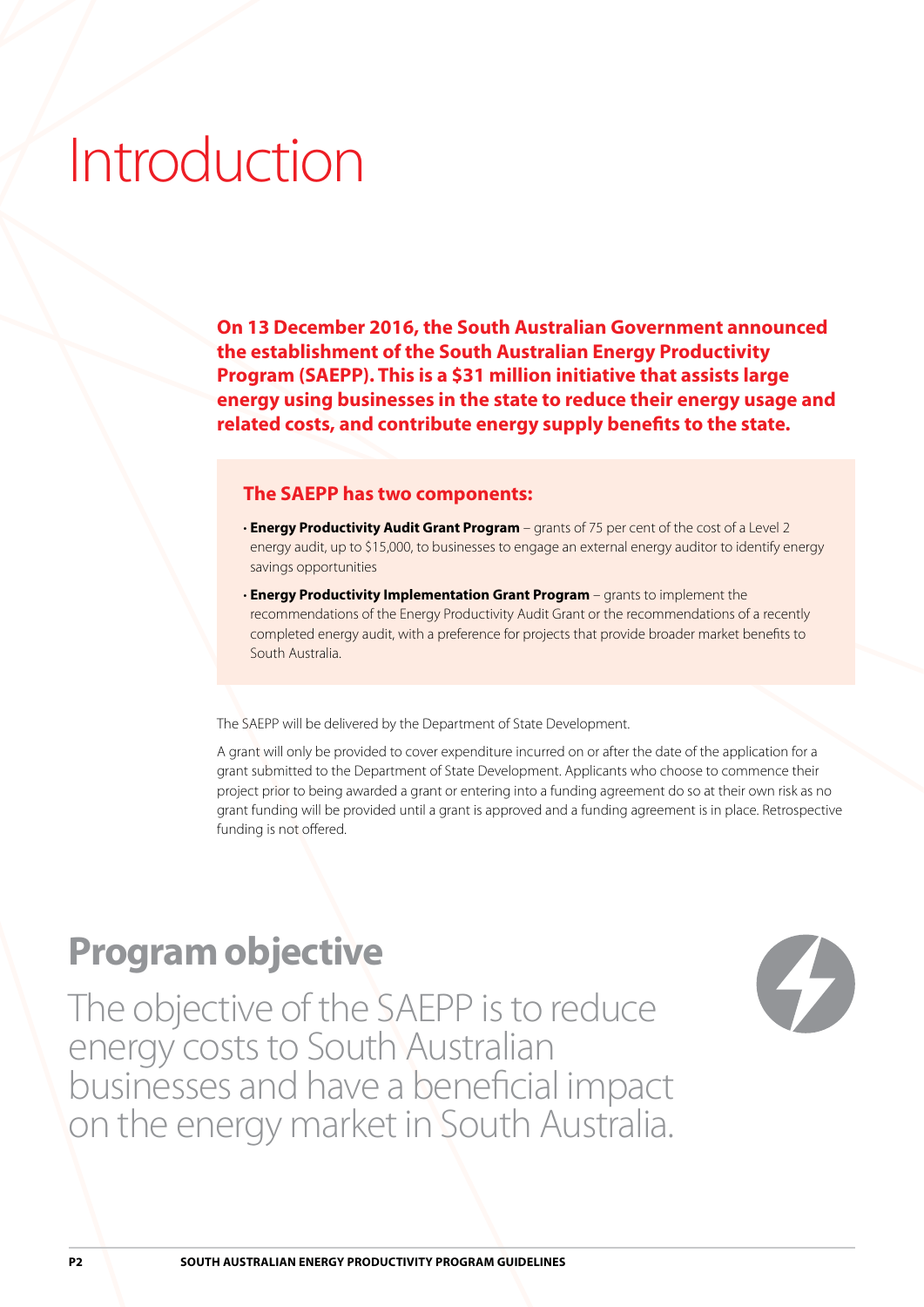# Introduction

**On 13 December 2016, the South Australian Government announced the establishment of the South Australian Energy Productivity Program (SAEPP). This is a $31 million initiative that assists large energy using businesses in the state to reduce their energy usage and related costs, and contribute energy supply benefits to the state.**

### The SAEPP has two components:

- **Energy Productivity Audit Grant Program** – grants of 75 per cent of the cost of a Level 2 energy audit, up to $15,000, to businesses to engage an external energy auditor to identify energy savings opportunities
- **Energy Productivity Implementation Grant Program** – grants to implement the recommendations of the Energy Productivity Audit Grant or the recommendations of a recently completed energy audit, with a preference for projects that provide broader market benefits to South Australia.

The SAEPP will be delivered by the Department of State Development.

A grant will only be provided to cover expenditure incurred on or after the date of the application for a grant submitted to the Department of State Development. Applicants who choose to commence their project prior to being awarded a grant or entering into a funding agreement do so at their own risk as no grant funding will be provided until a grant is approved and a funding agreement is in place. Retrospective funding is not offered.

## Program objective

The objective of the SAEPP is to reduce energy costs to South Australian businesses and have a beneficial impact on the energy market in South Australia.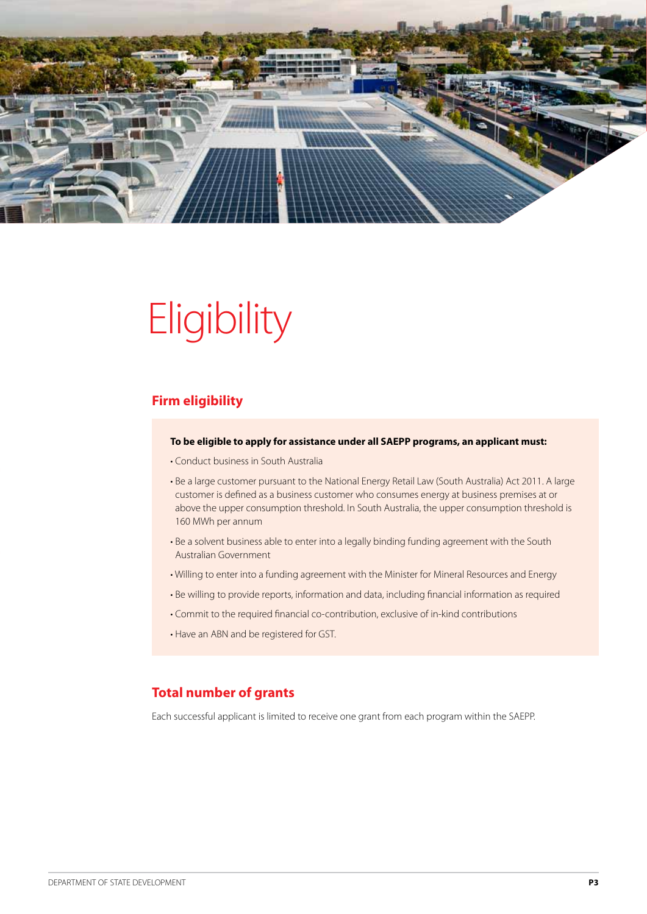# Eligibility

## Firm eligibility

**To be eligible to apply for assistance under all SAEPP programs, an applicant must:**

- Conduct business in South Australia
- Be a large customer pursuant to the National Energy Retail Law (South Australia) Act 2011. A large customer is defined as a business customer who consumes energy at business premises at or above the upper consumption threshold. In South Australia, the upper consumption threshold is 160 MWh per annum
- Be a solvent business able to enter into a legally binding funding agreement with the South Australian Government
- Willing to enter into a funding agreement with the Minister for Mineral Resources and Energy
- Be willing to provide reports, information and data, including financial information as required
- Commit to the required financial co-contribution, exclusive of in-kind contributions
- Have an ABN and be registered for GST.

## Total number of grants

Each successful applicant is limited to receive one grant from each program within the SAEPP.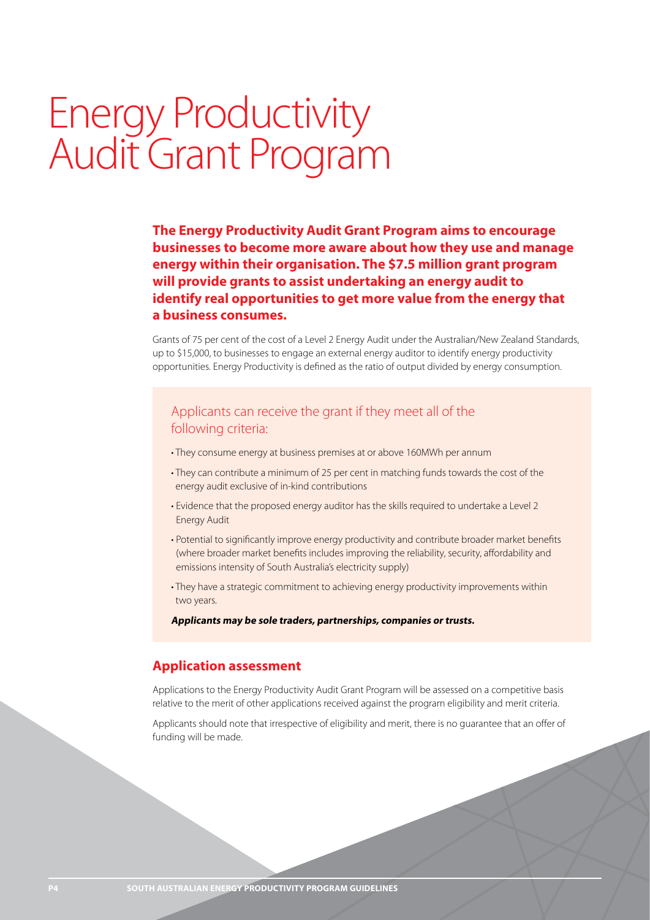# Energy Productivity Audit Grant Program

**The Energy Productivity Audit Grant Program aims to encourage businesses to become more aware about how they use and manage energy within their organisation. The $7.5 million grant program will provide grants to assist undertaking an energy audit to identify real opportunities to get more value from the energy that a business consumes.**

Grants of 75 per cent of the cost of a Level 2 Energy Audit under the Australian/New Zealand Standards, up to $15,000, to businesses to engage an external energy auditor to identify energy productivity opportunities. Energy Productivity is defined as the ratio of output divided by energy consumption.

### Applicants can receive the grant if they meet all of the following criteria:

- They consume energy at business premises at or above 160MWh per annum
- They can contribute a minimum of 25 per cent in matching funds towards the cost of the energy audit exclusive of in-kind contributions
- Evidence that the proposed energy auditor has the skills required to undertake a Level 2 Energy Audit
- Potential to significantly improve energy productivity and contribute broader market benefits (where broader market benefits includes improving the reliability, security, affordability and emissions intensity of South Australia's electricity supply)
- They have a strategic commitment to achieving energy productivity improvements within two years.

***Applicants may be sole traders, partnerships, companies or trusts.***

## Application assessment

Applications to the Energy Productivity Audit Grant Program will be assessed on a competitive basis relative to the merit of other applications received against the program eligibility and merit criteria.

Applicants should note that irrespective of eligibility and merit, there is no guarantee that an offer of funding will be made.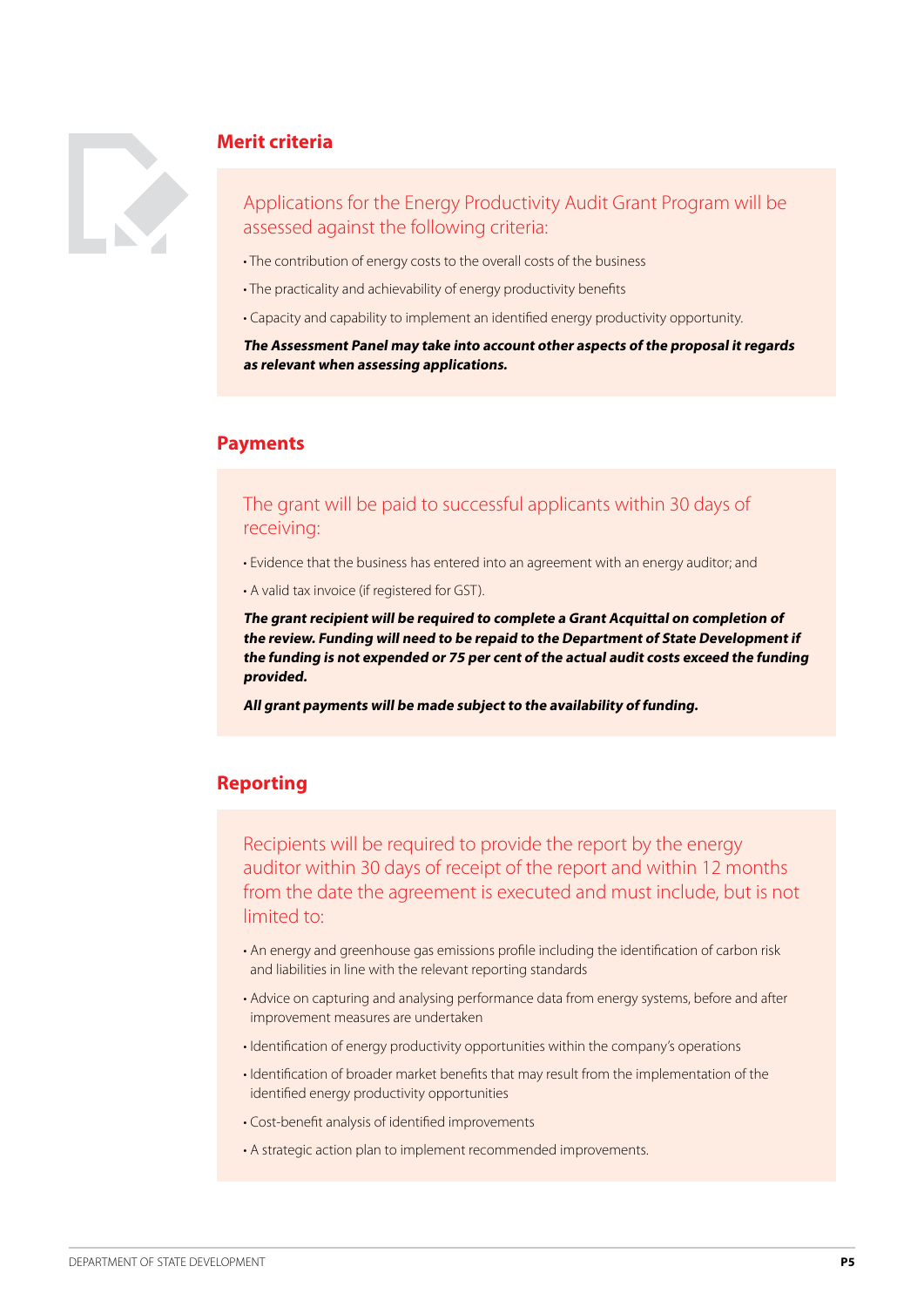## Merit criteria

Applications for the Energy Productivity Audit Grant Program will be assessed against the following criteria:

- The contribution of energy costs to the overall costs of the business
- The practicality and achievability of energy productivity benefits
- Capacity and capability to implement an identified energy productivity opportunity.

***The Assessment Panel may take into account other aspects of the proposal it regards as relevant when assessing applications.***

## Payments

The grant will be paid to successful applicants within 30 days of receiving:

- Evidence that the business has entered into an agreement with an energy auditor; and
- A valid tax invoice (if registered for GST).

***The grant recipient will be required to complete a Grant Acquittal on completion of the review. Funding will need to be repaid to the Department of State Development if the funding is not expended or 75 per cent of the actual audit costs exceed the funding provided.***

***All grant payments will be made subject to the availability of funding.***

## Reporting

Recipients will be required to provide the report by the energy auditor within 30 days of receipt of the report and within 12 months from the date the agreement is executed and must include, but is not limited to:

- An energy and greenhouse gas emissions profile including the identification of carbon risk and liabilities in line with the relevant reporting standards
- Advice on capturing and analysing performance data from energy systems, before and after improvement measures are undertaken
- Identification of energy productivity opportunities within the company's operations
- Identification of broader market benefits that may result from the implementation of the identified energy productivity opportunities
- Cost-benefit analysis of identified improvements
- A strategic action plan to implement recommended improvements.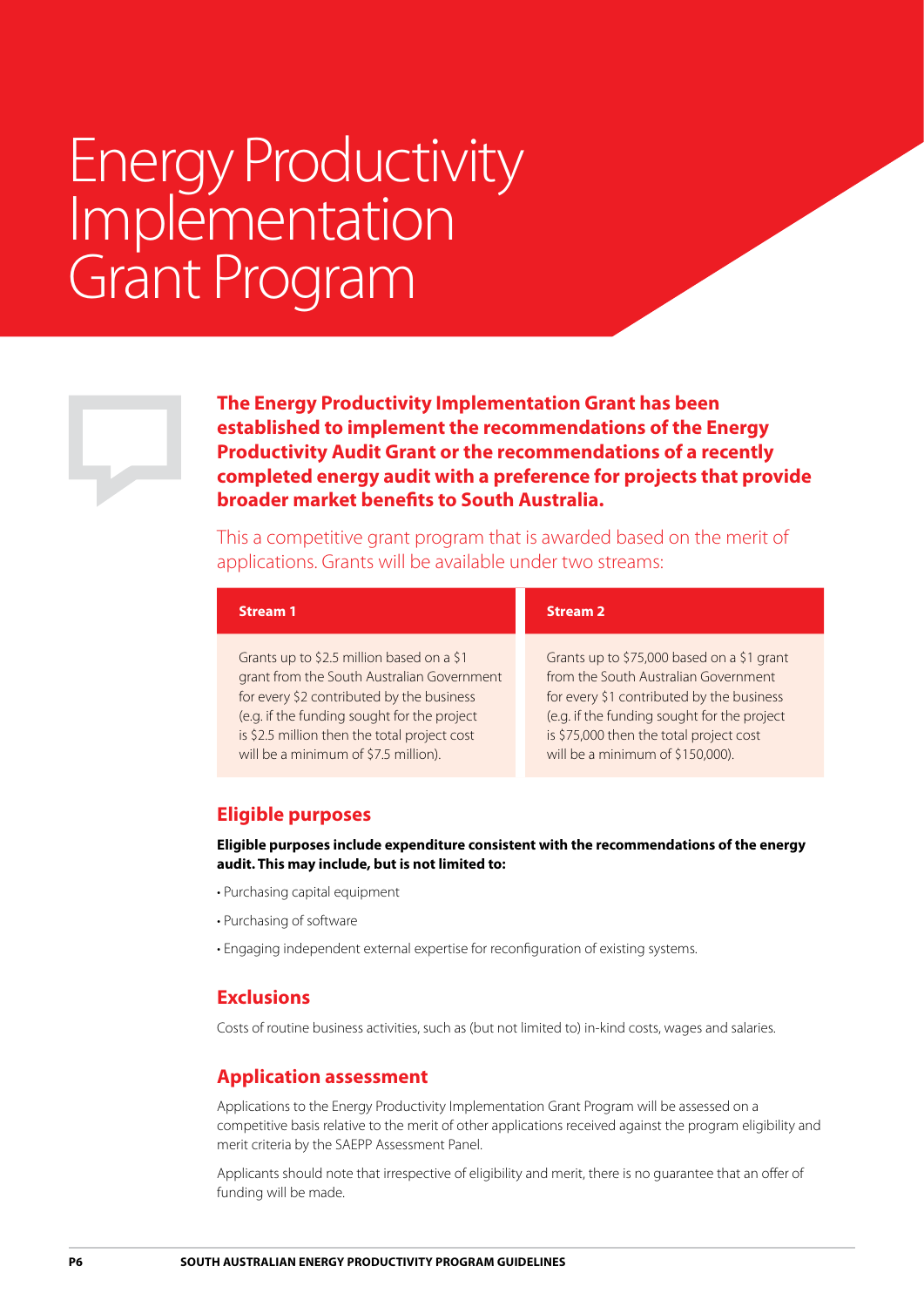# Energy Productivity Implementation Grant Program

**The Energy Productivity Implementation Grant has been established to implement the recommendations of the Energy Productivity Audit Grant or the recommendations of a recently completed energy audit with a preference for projects that provide broader market benefits to South Australia.**

This a competitive grant program that is awarded based on the merit of applications. Grants will be available under two streams:

| Stream 1 | Stream 2 |
| --- | --- |
| Grants up to $2.5 million based on a $1 grant from the South Australian Government for every $2 contributed by the business (e.g. if the funding sought for the project is $2.5 million then the total project cost will be a minimum of $7.5 million). | Grants up to $75,000 based on a $1 grant from the South Australian Government for every $1 contributed by the business (e.g. if the funding sought for the project is $75,000 then the total project cost will be a minimum of $150,000). |

## Eligible purposes

**Eligible purposes include expenditure consistent with the recommendations of the energy audit. This may include, but is not limited to:**

- Purchasing capital equipment
- Purchasing of software
- Engaging independent external expertise for reconfiguration of existing systems.

## Exclusions

Costs of routine business activities, such as (but not limited to) in-kind costs, wages and salaries.

## Application assessment

Applications to the Energy Productivity Implementation Grant Program will be assessed on a competitive basis relative to the merit of other applications received against the program eligibility and merit criteria by the SAEPP Assessment Panel.

Applicants should note that irrespective of eligibility and merit, there is no guarantee that an offer of funding will be made.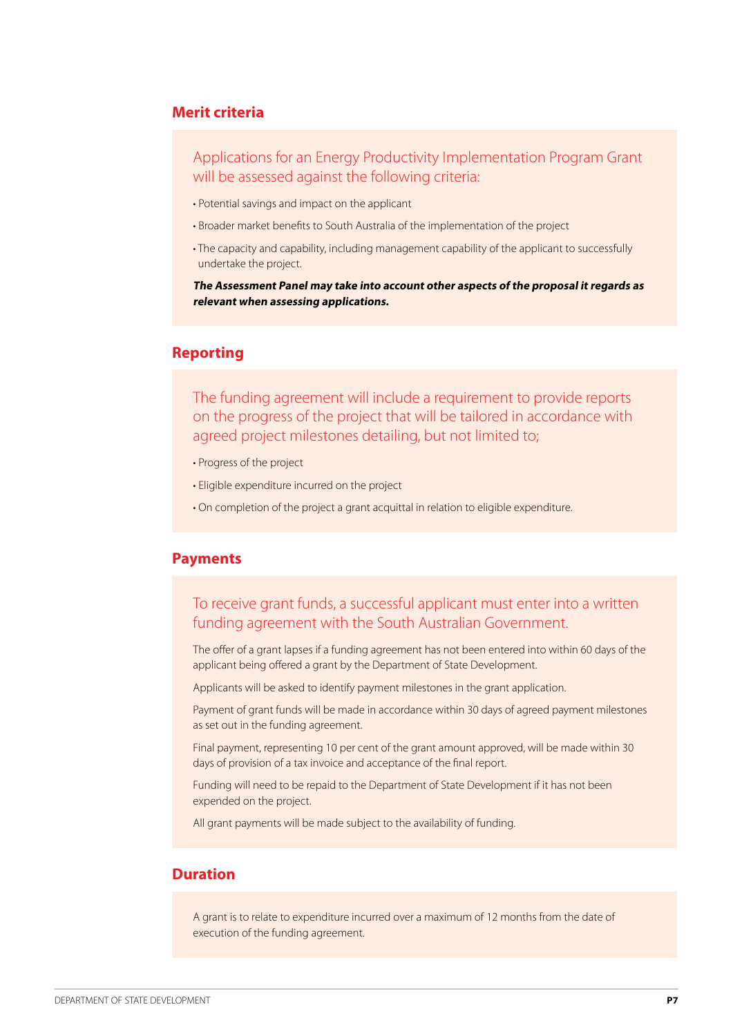## Merit criteria

Applications for an Energy Productivity Implementation Program Grant will be assessed against the following criteria:

- Potential savings and impact on the applicant
- Broader market benefits to South Australia of the implementation of the project
- The capacity and capability, including management capability of the applicant to successfully undertake the project.

***The Assessment Panel may take into account other aspects of the proposal it regards as relevant when assessing applications.***

## Reporting

The funding agreement will include a requirement to provide reports on the progress of the project that will be tailored in accordance with agreed project milestones detailing, but not limited to;

- Progress of the project
- Eligible expenditure incurred on the project
- On completion of the project a grant acquittal in relation to eligible expenditure.

## Payments

To receive grant funds, a successful applicant must enter into a written funding agreement with the South Australian Government.

The offer of a grant lapses if a funding agreement has not been entered into within 60 days of the applicant being offered a grant by the Department of State Development.

Applicants will be asked to identify payment milestones in the grant application.

Payment of grant funds will be made in accordance within 30 days of agreed payment milestones as set out in the funding agreement.

Final payment, representing 10 per cent of the grant amount approved, will be made within 30 days of provision of a tax invoice and acceptance of the final report.

Funding will need to be repaid to the Department of State Development if it has not been expended on the project.

All grant payments will be made subject to the availability of funding.

## Duration

A grant is to relate to expenditure incurred over a maximum of 12 months from the date of execution of the funding agreement.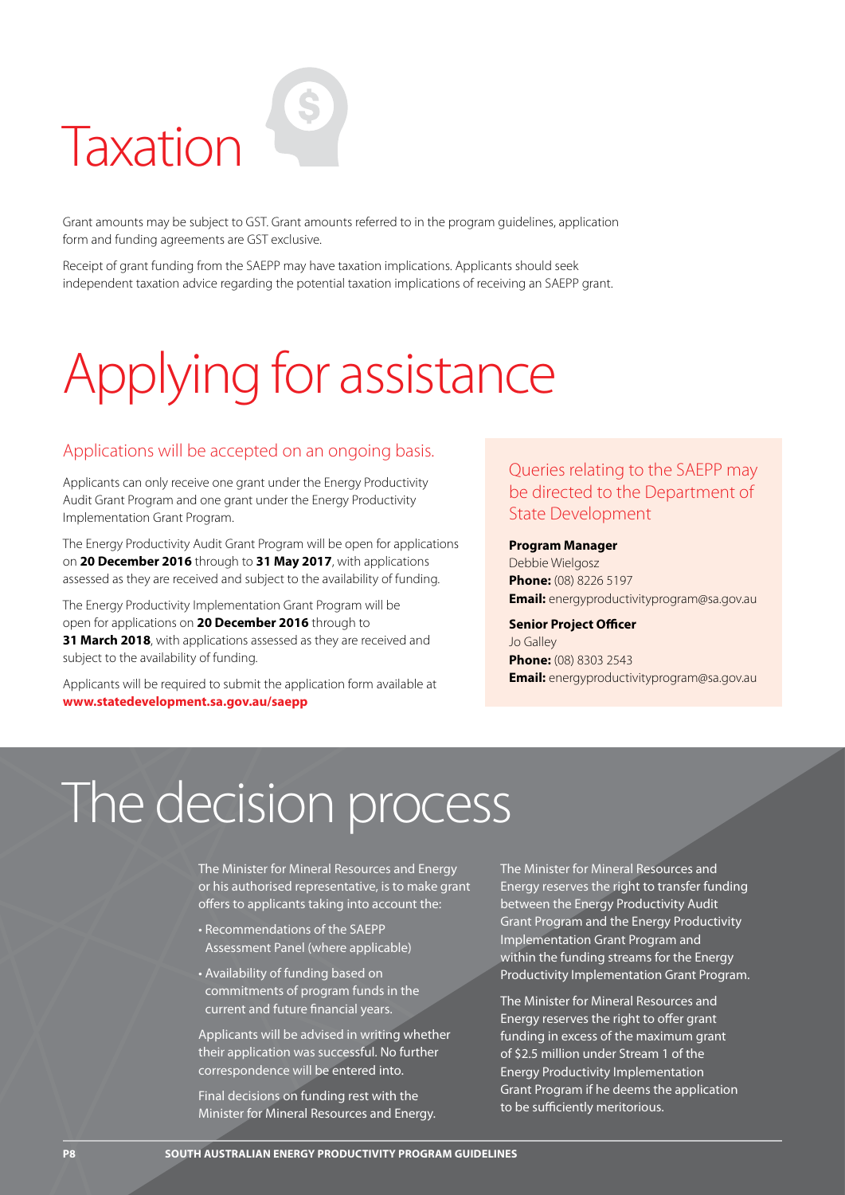# Taxation

Grant amounts may be subject to GST. Grant amounts referred to in the program guidelines, application form and funding agreements are GST exclusive.

Receipt of grant funding from the SAEPP may have taxation implications. Applicants should seek independent taxation advice regarding the potential taxation implications of receiving an SAEPP grant.

# Applying for assistance

## Applications will be accepted on an ongoing basis.

Applicants can only receive one grant under the Energy Productivity Audit Grant Program and one grant under the Energy Productivity Implementation Grant Program.

The Energy Productivity Audit Grant Program will be open for applications on **20 December 2016** through to **31 May 2017**, with applications assessed as they are received and subject to the availability of funding.

The Energy Productivity Implementation Grant Program will be open for applications on **20 December 2016** through to **31 March 2018**, with applications assessed as they are received and subject to the availability of funding.

Applicants will be required to submit the application form available at **www.statedevelopment.sa.gov.au/saepp**

## Queries relating to the SAEPP may be directed to the Department of State Development

**Program Manager**
Debbie Wielgosz
**Phone:** (08) 8226 5197
**Email:** energyproductivityprogram@sa.gov.au

**Senior Project Officer**
Jo Galley
**Phone:** (08) 8303 2543
**Email:** energyproductivityprogram@sa.gov.au

# The decision process

The Minister for Mineral Resources and Energy or his authorised representative, is to make grant offers to applicants taking into account the:

- Recommendations of the SAEPP Assessment Panel (where applicable)
- Availability of funding based on commitments of program funds in the current and future financial years.

Applicants will be advised in writing whether their application was successful. No further correspondence will be entered into.

Final decisions on funding rest with the Minister for Mineral Resources and Energy.

The Minister for Mineral Resources and Energy reserves the right to transfer funding between the Energy Productivity Audit Grant Program and the Energy Productivity Implementation Grant Program and within the funding streams for the Energy Productivity Implementation Grant Program.

The Minister for Mineral Resources and Energy reserves the right to offer grant funding in excess of the maximum grant of $2.5 million under Stream 1 of the Energy Productivity Implementation Grant Program if he deems the application to be sufficiently meritorious.